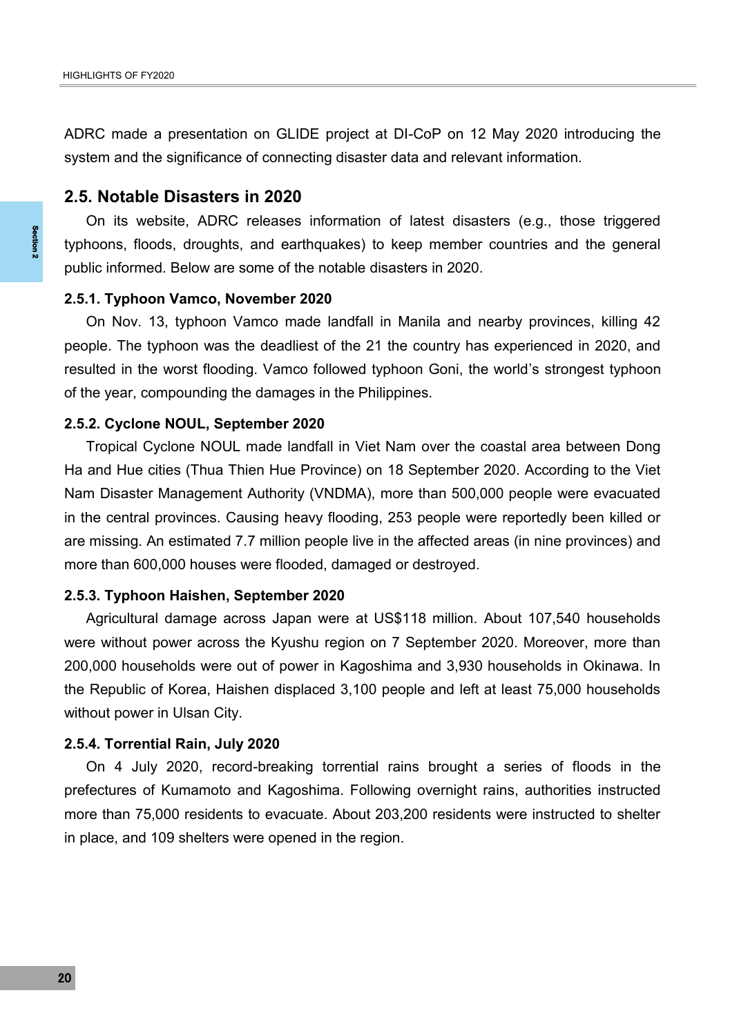ADRC made a presentation on GLIDE project at DI-CoP on 12 May 2020 introducing the system and the significance of connecting disaster data and relevant information.

## 2.5. Notable Disasters in 2020

On its website, ADRC releases information of latest disasters (e.g., those triggered typhoons, floods, droughts, and earthquakes) to keep member countries and the general public informed. Below are some of the notable disasters in 2020.

### 2.5.1. Typhoon Vamco, November 2020

On Nov. 13, typhoon Vamco made landfall in Manila and nearby provinces, killing 42 people. The typhoon was the deadliest of the 21 the country has experienced in 2020, and resulted in the worst flooding. Vamco followed typhoon Goni, the world's strongest typhoon of the year, compounding the damages in the Philippines.

### 2.5.2. Cyclone NOUL, September 2020

Tropical Cyclone NOUL made landfall in Viet Nam over the coastal area between Dong Ha and Hue cities (Thua Thien Hue Province) on 18 September 2020. According to the Viet Nam Disaster Management Authority (VNDMA), more than 500,000 people were evacuated in the central provinces. Causing heavy flooding, 253 people were reportedly been killed or are missing. An estimated 7.7 million people live in the affected areas (in nine provinces) and more than 600,000 houses were flooded, damaged or destroyed.

### 2.5.3. Typhoon Haishen, September 2020

Agricultural damage across Japan were at US$118 million. About 107,540 households were without power across the Kyushu region on 7 September 2020. Moreover, more than 200,000 households were out of power in Kagoshima and 3,930 households in Okinawa. In the Republic of Korea, Haishen displaced 3,100 people and left at least 75,000 households without power in Ulsan City.

### 2.5.4. Torrential Rain, July 2020

On 4 July 2020, record-breaking torrential rains brought a series of floods in the prefectures of Kumamoto and Kagoshima. Following overnight rains, authorities instructed more than 75,000 residents to evacuate. About 203,200 residents were instructed to shelter in place, and 109 shelters were opened in the region.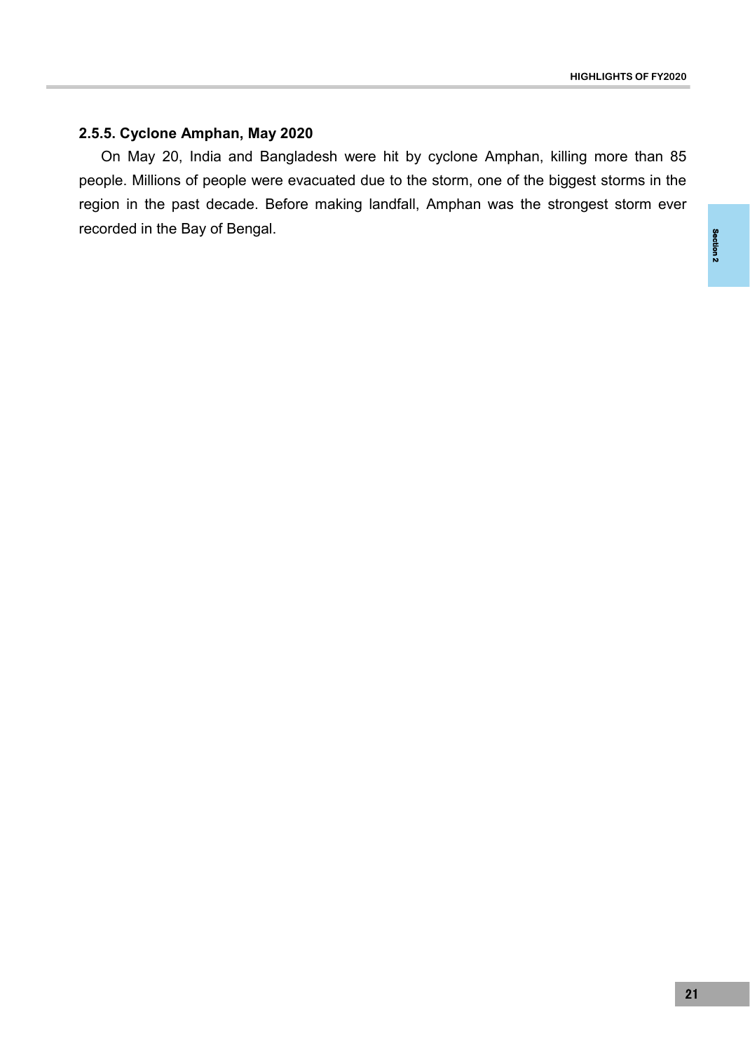### 2.5.5. Cyclone Amphan, May 2020

On May 20, India and Bangladesh were hit by cyclone Amphan, killing more than 85 people. Millions of people were evacuated due to the storm, one of the biggest storms in the region in the past decade. Before making landfall, Amphan was the strongest storm ever recorded in the Bay of Bengal.